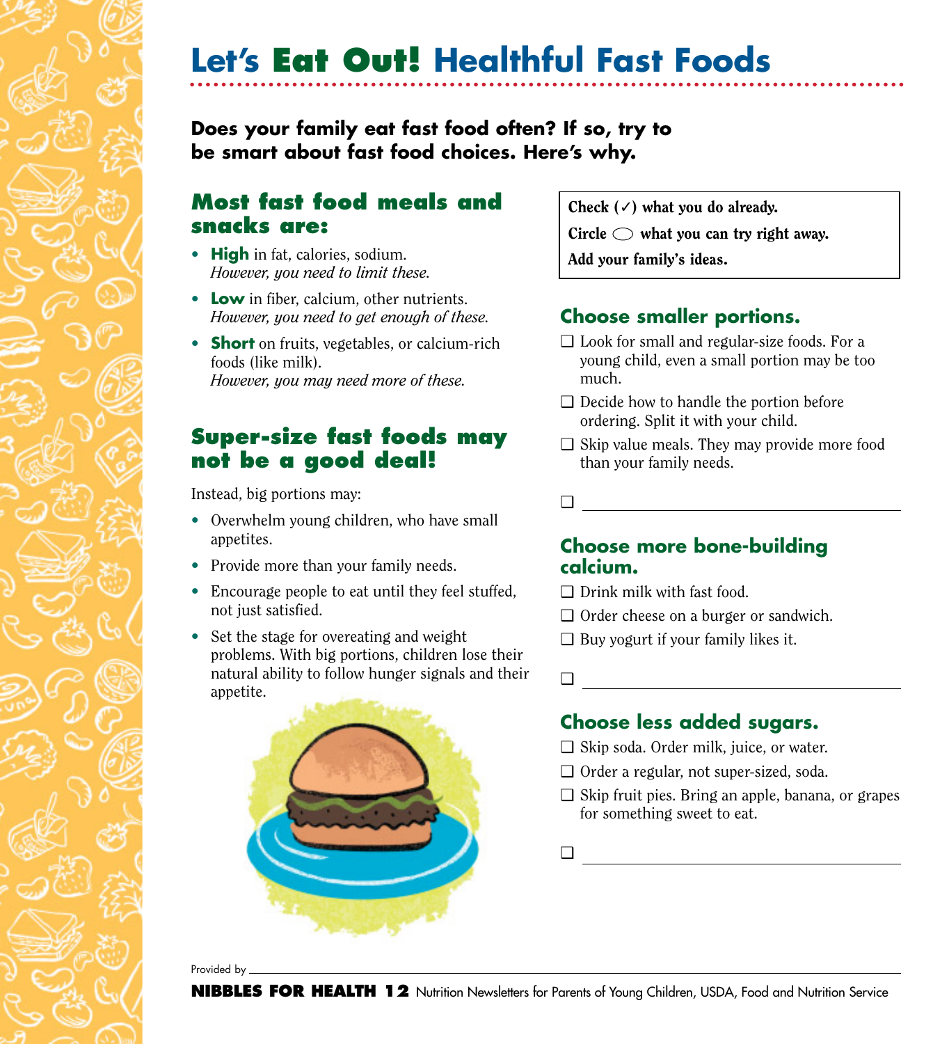# Let's Eat Out! Healthful Fast Foods

**Does your family eat fast food often? If so, try to be smart about fast food choices. Here's why.**

## Most fast food meals and snacks are:

- **High** in fat, calories, sodium.
  *However, you need to limit these.*
- **Low** in fiber, calcium, other nutrients.
  *However, you need to get enough of these.*
- **Short** on fruits, vegetables, or calcium-rich foods (like milk).
  *However, you may need more of these.*

## Super-size fast foods may not be a good deal!

Instead, big portions may:

- Overwhelm young children, who have small appetites.
- Provide more than your family needs.
- Encourage people to eat until they feel stuffed, not just satisfied.
- Set the stage for overeating and weight problems. With big portions, children lose their natural ability to follow hunger signals and their appetite.

**Check (✓) what you do already.**

**Circle ⬭ what you can try right away.**

**Add your family's ideas.**

## Choose smaller portions.

- ❑ Look for small and regular-size foods. For a young child, even a small portion may be too much.
- ❑ Decide how to handle the portion before ordering. Split it with your child.
- ❑ Skip value meals. They may provide more food than your family needs.
- ❑ ______________________________

## Choose more bone-building calcium.

- ❑ Drink milk with fast food.
- ❑ Order cheese on a burger or sandwich.
- ❑ Buy yogurt if your family likes it.
- ❑ ______________________________

## Choose less added sugars.

- ❑ Skip soda. Order milk, juice, or water.
- ❑ Order a regular, not super-sized, soda.
- ❑ Skip fruit pies. Bring an apple, banana, or grapes for something sweet to eat.
- ❑ ______________________________

Provided by ______________________________

**NIBBLES FOR HEALTH 12** Nutrition Newsletters for Parents of Young Children, USDA, Food and Nutrition Service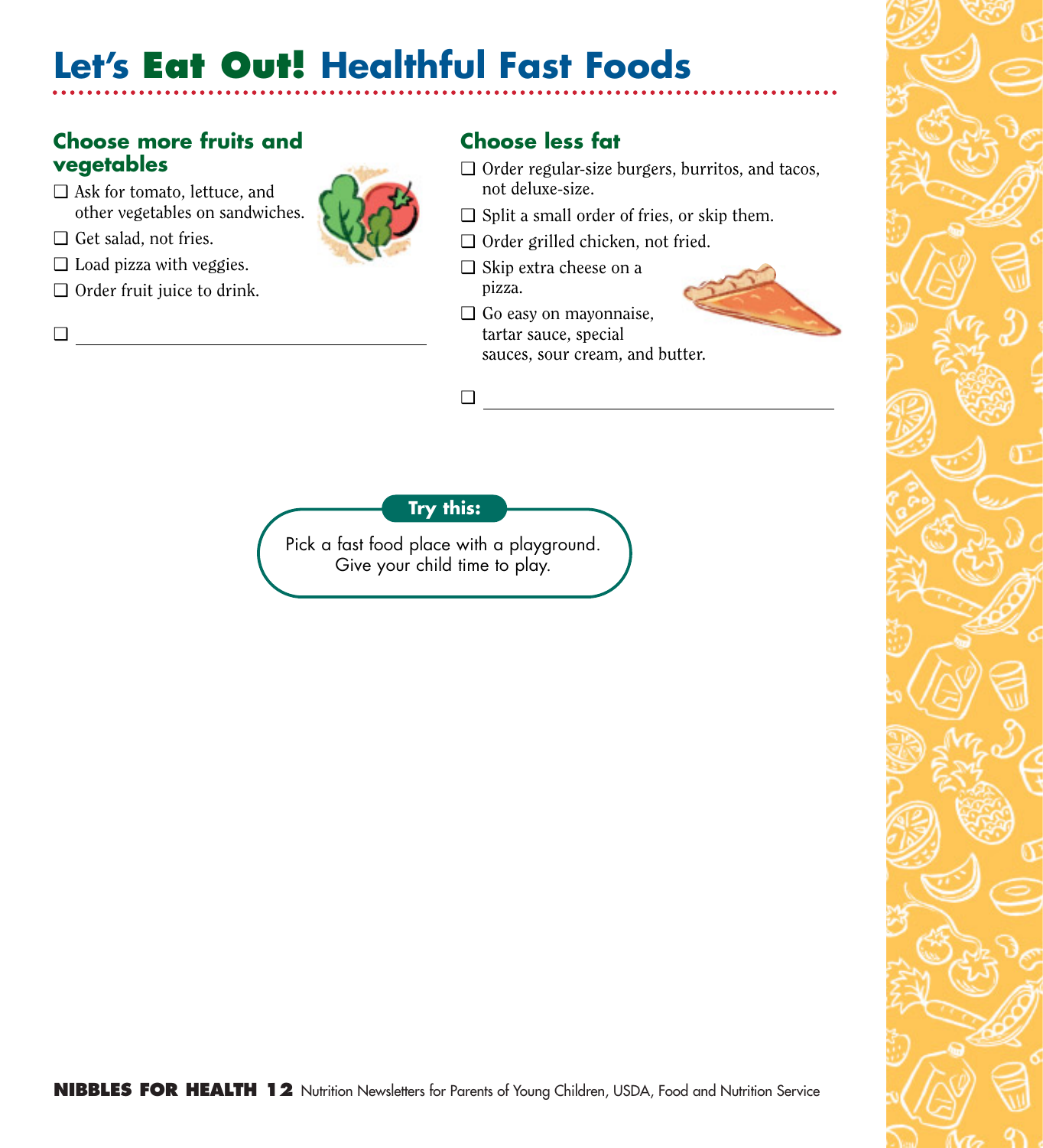# Let's Eat Out! Healthful Fast Foods

## Choose more fruits and vegetables

- ❑ Ask for tomato, lettuce, and other vegetables on sandwiches.
- ❑ Get salad, not fries.
- ❑ Load pizza with veggies.
- ❑ Order fruit juice to drink.
- ❑ ______________________________

## Choose less fat

- ❑ Order regular-size burgers, burritos, and tacos, not deluxe-size.
- ❑ Split a small order of fries, or skip them.
- ❑ Order grilled chicken, not fried.
- ❑ Skip extra cheese on a pizza.
- ❑ Go easy on mayonnaise, tartar sauce, special sauces, sour cream, and butter.
- ❑ ______________________________

**Try this:**

Pick a fast food place with a playground. Give your child time to play.

**NIBBLES FOR HEALTH 12** Nutrition Newsletters for Parents of Young Children, USDA, Food and Nutrition Service